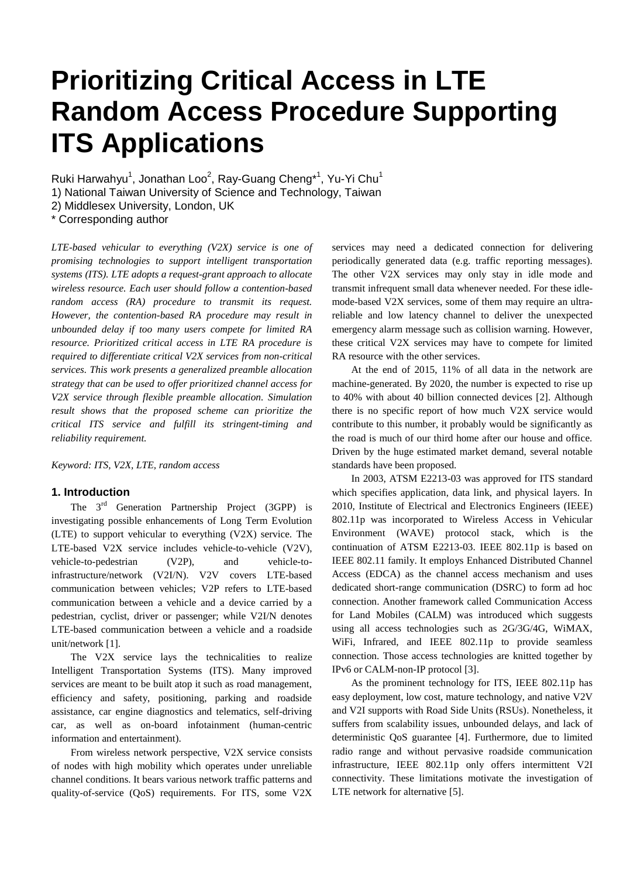# Prioritizing Critical Access in LTE Random Access Procedure Supporting ITS Applications

Ruki Harwahyu[1], Jonathan Loo[2], Ray-Guang Cheng*[1], Yu-Yi Chu[1]

1) National Taiwan University of Science and Technology, Taiwan

2) Middlesex University, London, UK

\* Corresponding author

*LTE-based vehicular to everything (V2X) service is one of promising technologies to support intelligent transportation systems (ITS). LTE adopts a request-grant approach to allocate wireless resource. Each user should follow a contention-based random access (RA) procedure to transmit its request. However, the contention-based RA procedure may result in unbounded delay if too many users compete for limited RA resource. Prioritized critical access in LTE RA procedure is required to differentiate critical V2X services from non-critical services. This work presents a generalized preamble allocation strategy that can be used to offer prioritized channel access for V2X service through flexible preamble allocation. Simulation result shows that the proposed scheme can prioritize the critical ITS service and fulfill its stringent-timing and reliability requirement.*

*Keyword: ITS, V2X, LTE, random access*

## 1. Introduction

The 3rd Generation Partnership Project (3GPP) is investigating possible enhancements of Long Term Evolution (LTE) to support vehicular to everything (V2X) service. The LTE-based V2X service includes vehicle-to-vehicle (V2V), vehicle-to-pedestrian (V2P), and vehicle-to-infrastructure/network (V2I/N). V2V covers LTE-based communication between vehicles; V2P refers to LTE-based communication between a vehicle and a device carried by a pedestrian, cyclist, driver or passenger; while V2I/N denotes LTE-based communication between a vehicle and a roadside unit/network [1].

The V2X service lays the technicalities to realize Intelligent Transportation Systems (ITS). Many improved services are meant to be built atop it such as road management, efficiency and safety, positioning, parking and roadside assistance, car engine diagnostics and telematics, self-driving car, as well as on-board infotainment (human-centric information and entertainment).

From wireless network perspective, V2X service consists of nodes with high mobility which operates under unreliable channel conditions. It bears various network traffic patterns and quality-of-service (QoS) requirements. For ITS, some V2X services may need a dedicated connection for delivering periodically generated data (e.g. traffic reporting messages). The other V2X services may only stay in idle mode and transmit infrequent small data whenever needed. For these idle-mode-based V2X services, some of them may require an ultra-reliable and low latency channel to deliver the unexpected emergency alarm message such as collision warning. However, these critical V2X services may have to compete for limited RA resource with the other services.

At the end of 2015, 11% of all data in the network are machine-generated. By 2020, the number is expected to rise up to 40% with about 40 billion connected devices [2]. Although there is no specific report of how much V2X service would contribute to this number, it probably would be significantly as the road is much of our third home after our house and office. Driven by the huge estimated market demand, several notable standards have been proposed.

In 2003, ATSM E2213-03 was approved for ITS standard which specifies application, data link, and physical layers. In 2010, Institute of Electrical and Electronics Engineers (IEEE) 802.11p was incorporated to Wireless Access in Vehicular Environment (WAVE) protocol stack, which is the continuation of ATSM E2213-03. IEEE 802.11p is based on IEEE 802.11 family. It employs Enhanced Distributed Channel Access (EDCA) as the channel access mechanism and uses dedicated short-range communication (DSRC) to form ad hoc connection. Another framework called Communication Access for Land Mobiles (CALM) was introduced which suggests using all access technologies such as 2G/3G/4G, WiMAX, WiFi, Infrared, and IEEE 802.11p to provide seamless connection. Those access technologies are knitted together by IPv6 or CALM-non-IP protocol [3].

As the prominent technology for ITS, IEEE 802.11p has easy deployment, low cost, mature technology, and native V2V and V2I supports with Road Side Units (RSUs). Nonetheless, it suffers from scalability issues, unbounded delays, and lack of deterministic QoS guarantee [4]. Furthermore, due to limited radio range and without pervasive roadside communication infrastructure, IEEE 802.11p only offers intermittent V2I connectivity. These limitations motivate the investigation of LTE network for alternative [5].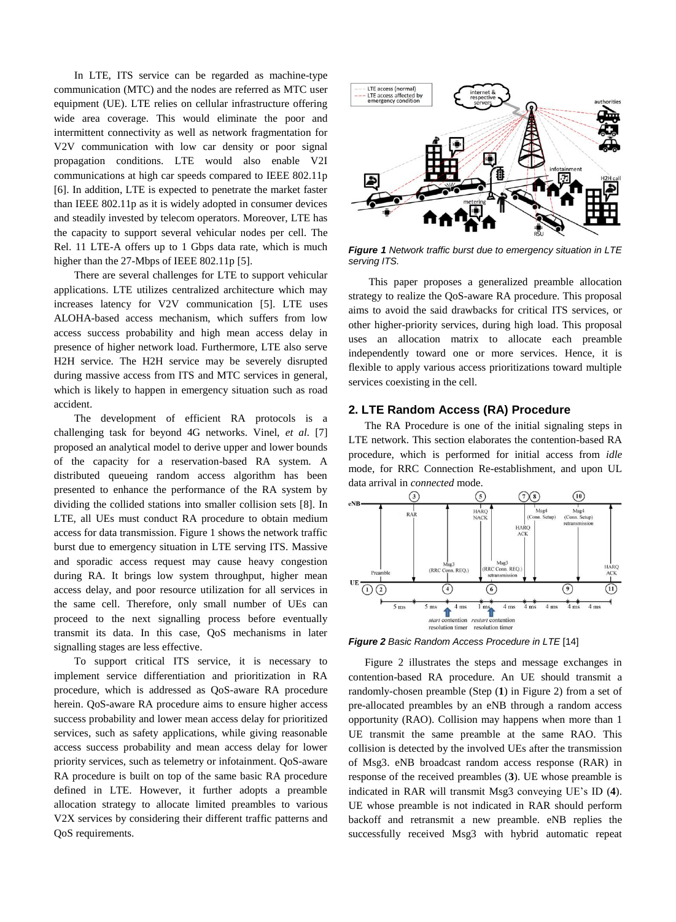In LTE, ITS service can be regarded as machine-type communication (MTC) and the nodes are referred as MTC user equipment (UE). LTE relies on cellular infrastructure offering wide area coverage. This would eliminate the poor and intermittent connectivity as well as network fragmentation for V2V communication with low car density or poor signal propagation conditions. LTE would also enable V2I communications at high car speeds compared to IEEE 802.11p [6]. In addition, LTE is expected to penetrate the market faster than IEEE 802.11p as it is widely adopted in consumer devices and steadily invested by telecom operators. Moreover, LTE has the capacity to support several vehicular nodes per cell. The Rel. 11 LTE-A offers up to 1 Gbps data rate, which is much higher than the 27-Mbps of IEEE 802.11p [5].

There are several challenges for LTE to support vehicular applications. LTE utilizes centralized architecture which may increases latency for V2V communication [5]. LTE uses ALOHA-based access mechanism, which suffers from low access success probability and high mean access delay in presence of higher network load. Furthermore, LTE also serve H2H service. The H2H service may be severely disrupted during massive access from ITS and MTC services in general, which is likely to happen in emergency situation such as road accident.

The development of efficient RA protocols is a challenging task for beyond 4G networks. Vinel, *et al.* [7] proposed an analytical model to derive upper and lower bounds of the capacity for a reservation-based RA system. A distributed queueing random access algorithm has been presented to enhance the performance of the RA system by dividing the collided stations into smaller collision sets [8]. In LTE, all UEs must conduct RA procedure to obtain medium access for data transmission. Figure 1 shows the network traffic burst due to emergency situation in LTE serving ITS. Massive and sporadic access request may cause heavy congestion during RA. It brings low system throughput, higher mean access delay, and poor resource utilization for all services in the same cell. Therefore, only small number of UEs can proceed to the next signalling process before eventually transmit its data. In this case, QoS mechanisms in later signalling stages are less effective.

To support critical ITS service, it is necessary to implement service differentiation and prioritization in RA procedure, which is addressed as QoS-aware RA procedure herein. QoS-aware RA procedure aims to ensure higher access success probability and lower mean access delay for prioritized services, such as safety applications, while giving reasonable access success probability and mean access delay for lower priority services, such as telemetry or infotainment. QoS-aware RA procedure is built on top of the same basic RA procedure defined in LTE. However, it further adopts a preamble allocation strategy to allocate limited preambles to various V2X services by considering their different traffic patterns and QoS requirements.

***Figure 1*** *Network traffic burst due to emergency situation in LTE serving ITS.*

This paper proposes a generalized preamble allocation strategy to realize the QoS-aware RA procedure. This proposal aims to avoid the said drawbacks for critical ITS services, or other higher-priority services, during high load. This proposal uses an allocation matrix to allocate each preamble independently toward one or more services. Hence, it is flexible to apply various access prioritizations toward multiple services coexisting in the cell.

## 2. LTE Random Access (RA) Procedure

The RA Procedure is one of the initial signaling steps in LTE network. This section elaborates the contention-based RA procedure, which is performed for initial access from *idle* mode, for RRC Connection Re-establishment, and upon UL data arrival in *connected* mode.

***Figure 2*** *Basic Random Access Procedure in LTE* [14]

Figure 2 illustrates the steps and message exchanges in contention-based RA procedure. An UE should transmit a randomly-chosen preamble (Step (**1**) in Figure 2) from a set of pre-allocated preambles by an eNB through a random access opportunity (RAO). Collision may happens when more than 1 UE transmit the same preamble at the same RAO. This collision is detected by the involved UEs after the transmission of Msg3. eNB broadcast random access response (RAR) in response of the received preambles (**3**). UE whose preamble is indicated in RAR will transmit Msg3 conveying UE's ID (**4**). UE whose preamble is not indicated in RAR should perform backoff and retransmit a new preamble. eNB replies the successfully received Msg3 with hybrid automatic repeat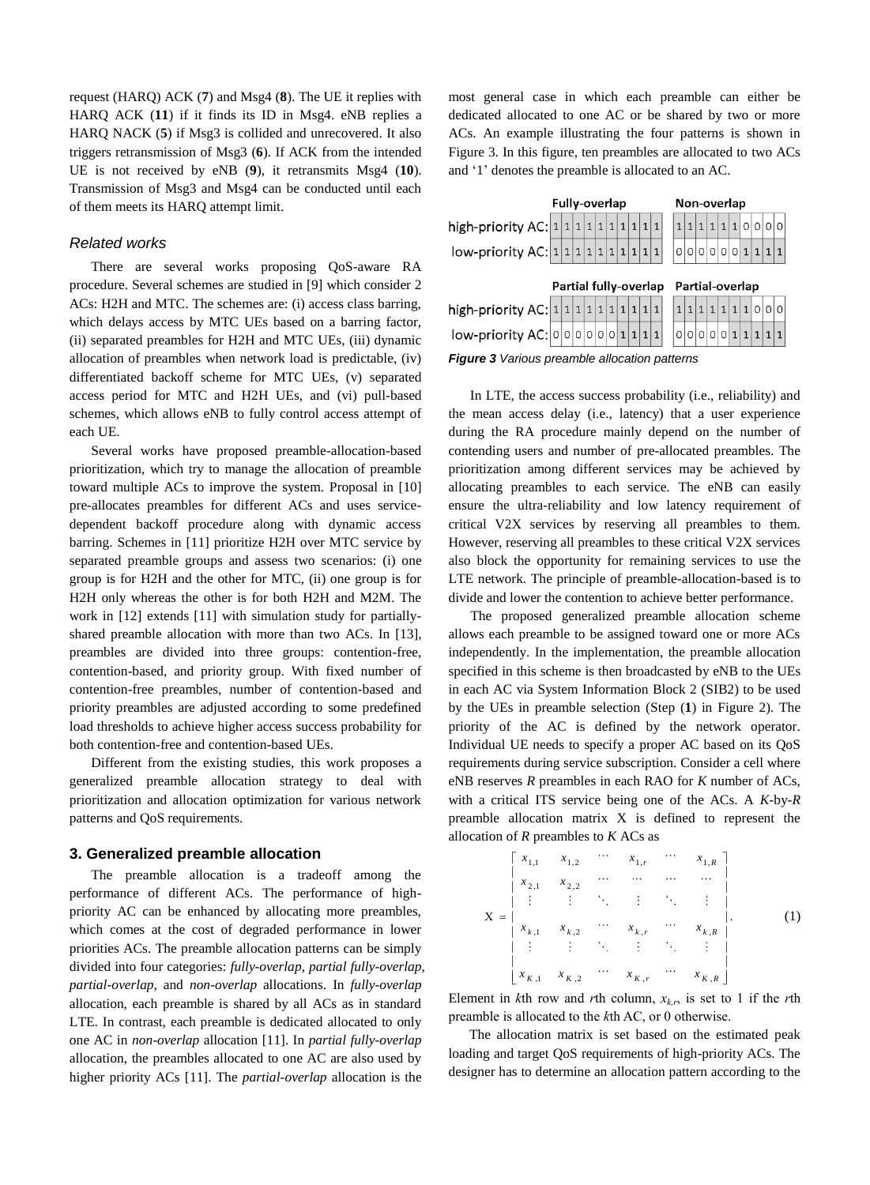request (HARQ) ACK (**7**) and Msg4 (**8**). The UE it replies with HARQ ACK (**11**) if it finds its ID in Msg4. eNB replies a HARQ NACK (**5**) if Msg3 is collided and unrecovered. It also triggers retransmission of Msg3 (**6**). If ACK from the intended UE is not received by eNB (**9**), it retransmits Msg4 (**10**). Transmission of Msg3 and Msg4 can be conducted until each of them meets its HARQ attempt limit.

### *Related works*

There are several works proposing QoS-aware RA procedure. Several schemes are studied in [9] which consider 2 ACs: H2H and MTC. The schemes are: (i) access class barring, which delays access by MTC UEs based on a barring factor, (ii) separated preambles for H2H and MTC UEs, (iii) dynamic allocation of preambles when network load is predictable, (iv) differentiated backoff scheme for MTC UEs, (v) separated access period for MTC and H2H UEs, and (vi) pull-based schemes, which allows eNB to fully control access attempt of each UE.

Several works have proposed preamble-allocation-based prioritization, which try to manage the allocation of preamble toward multiple ACs to improve the system. Proposal in [10] pre-allocates preambles for different ACs and uses service-dependent backoff procedure along with dynamic access barring. Schemes in [11] prioritize H2H over MTC service by separated preamble groups and assess two scenarios: (i) one group is for H2H and the other for MTC, (ii) one group is for H2H only whereas the other is for both H2H and M2M. The work in [12] extends [11] with simulation study for partially-shared preamble allocation with more than two ACs. In [13], preambles are divided into three groups: contention-free, contention-based, and priority group. With fixed number of contention-free preambles, number of contention-based and priority preambles are adjusted according to some predefined load thresholds to achieve higher access success probability for both contention-free and contention-based UEs.

Different from the existing studies, this work proposes a generalized preamble allocation strategy to deal with prioritization and allocation optimization for various network patterns and QoS requirements.

## 3. Generalized preamble allocation

The preamble allocation is a tradeoff among the performance of different ACs. The performance of high-priority AC can be enhanced by allocating more preambles, which comes at the cost of degraded performance in lower priorities ACs. The preamble allocation patterns can be simply divided into four categories: *fully-overlap*, *partial fully-overlap*, *partial-overlap*, and *non-overlap* allocations. In *fully-overlap* allocation, each preamble is shared by all ACs as in standard LTE. In contrast, each preamble is dedicated allocated to only one AC in *non-overlap* allocation [11]. In *partial fully-overlap* allocation, the preambles allocated to one AC are also used by higher priority ACs [11]. The *partial-overlap* allocation is the most general case in which each preamble can either be dedicated allocated to one AC or be shared by two or more ACs. An example illustrating the four patterns is shown in Figure 3. In this figure, ten preambles are allocated to two ACs and '1' denotes the preamble is allocated to an AC.

| Fully-overlap | | | | | | | | | | |
|---|---|---|---|---|---|---|---|---|---|---|
| high-priority AC: | 1 | 1 | 1 | 1 | 1 | 1 | 1 | 1 | 1 | 1 |
| low-priority AC: | 1 | 1 | 1 | 1 | 1 | 1 | 1 | 1 | 1 | 1 |

| Non-overlap | | | | | | | | | | |
|---|---|---|---|---|---|---|---|---|---|---|
| high-priority AC: | 1 | 1 | 1 | 1 | 1 | 1 | 0 | 0 | 0 | 0 |
| low-priority AC: | 0 | 0 | 0 | 0 | 0 | 0 | 1 | 1 | 1 | 1 |

| Partial fully-overlap | | | | | | | | | | |
|---|---|---|---|---|---|---|---|---|---|---|
| high-priority AC: | 1 | 1 | 1 | 1 | 1 | 1 | 1 | 1 | 1 | 1 |
| low-priority AC: | 0 | 0 | 0 | 0 | 0 | 0 | 1 | 1 | 1 | 1 |

| Partial-overlap | | | | | | | | | | |
|---|---|---|---|---|---|---|---|---|---|---|
| high-priority AC: | 1 | 1 | 1 | 1 | 1 | 1 | 1 | 0 | 0 | 0 |
| low-priority AC: | 0 | 0 | 0 | 0 | 0 | 1 | 1 | 1 | 1 | 1 |

***Figure 3*** *Various preamble allocation patterns*

In LTE, the access success probability (i.e., reliability) and the mean access delay (i.e., latency) that a user experience during the RA procedure mainly depend on the number of contending users and number of pre-allocated preambles. The prioritization among different services may be achieved by allocating preambles to each service. The eNB can easily ensure the ultra-reliability and low latency requirement of critical V2X services by reserving all preambles to them. However, reserving all preambles to these critical V2X services also block the opportunity for remaining services to use the LTE network. The principle of preamble-allocation-based is to divide and lower the contention to achieve better performance.

The proposed generalized preamble allocation scheme allows each preamble to be assigned toward one or more ACs independently. In the implementation, the preamble allocation specified in this scheme is then broadcasted by eNB to the UEs in each AC via System Information Block 2 (SIB2) to be used by the UEs in preamble selection (Step (**1**) in Figure 2). The priority of the AC is defined by the network operator. Individual UE needs to specify a proper AC based on its QoS requirements during service subscription. Consider a cell where eNB reserves $R$ preambles in each RAO for $K$ number of ACs, with a critical ITS service being one of the ACs. A $K$-by-$R$ preamble allocation matrix X is defined to represent the allocation of $R$ preambles to $K$ ACs as

$$
\mathrm{X} = \begin{bmatrix} x_{1,1} & x_{1,2} & \cdots & x_{1,r} & \cdots & x_{1,R} \\ x_{2,1} & x_{2,2} & \cdots & \cdots & \cdots & \cdots \\ \vdots & \vdots & \ddots & \vdots & \ddots & \vdots \\ x_{k,1} & x_{k,2} & \cdots & x_{k,r} & \cdots & x_{k,R} \\ \vdots & \vdots & \ddots & \vdots & \ddots & \vdots \\ x_{K,1} & x_{K,2} & \cdots & x_{K,r} & \cdots & x_{K,R} \end{bmatrix}. \tag{1}
$$

Element in $k$th row and $r$th column, $x_{k,r}$, is set to 1 if the $r$th preamble is allocated to the $k$th AC, or 0 otherwise.

The allocation matrix is set based on the estimated peak loading and target QoS requirements of high-priority ACs. The designer has to determine an allocation pattern according to the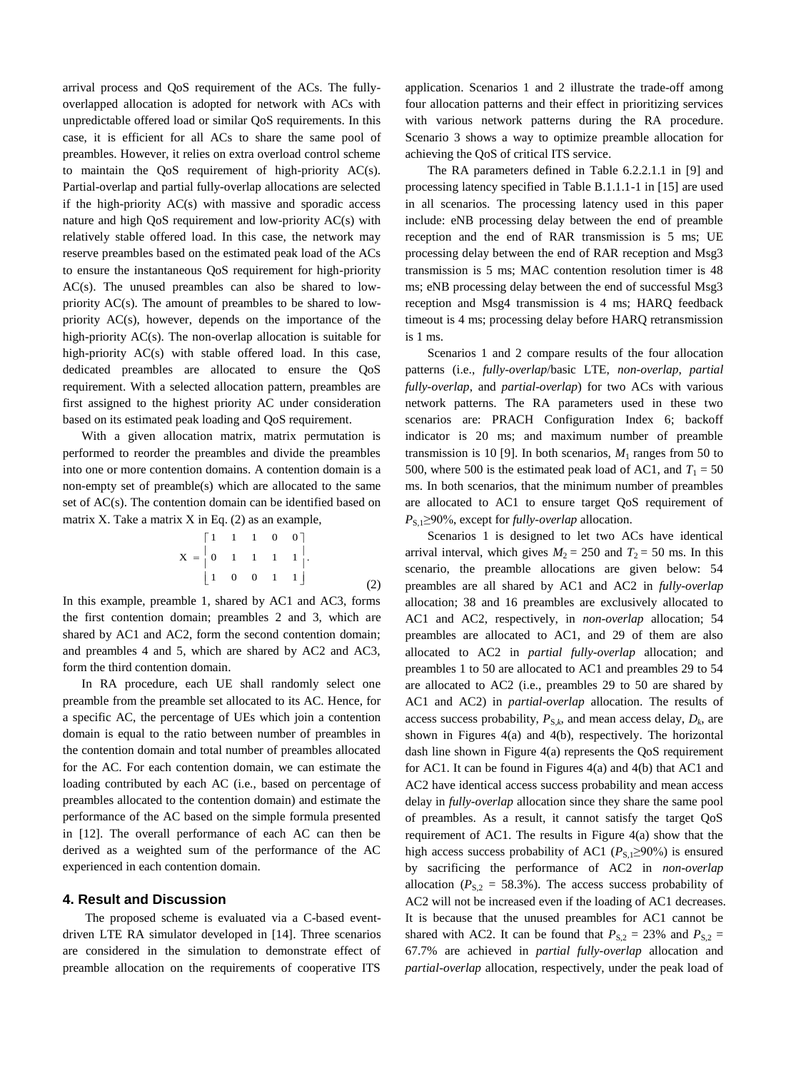arrival process and QoS requirement of the ACs. The fully-overlapped allocation is adopted for network with ACs with unpredictable offered load or similar QoS requirements. In this case, it is efficient for all ACs to share the same pool of preambles. However, it relies on extra overload control scheme to maintain the QoS requirement of high-priority AC(s). Partial-overlap and partial fully-overlap allocations are selected if the high-priority AC(s) with massive and sporadic access nature and high QoS requirement and low-priority AC(s) with relatively stable offered load. In this case, the network may reserve preambles based on the estimated peak load of the ACs to ensure the instantaneous QoS requirement for high-priority AC(s). The unused preambles can also be shared to low-priority AC(s). The amount of preambles to be shared to low-priority AC(s), however, depends on the importance of the high-priority AC(s). The non-overlap allocation is suitable for high-priority AC(s) with stable offered load. In this case, dedicated preambles are allocated to ensure the QoS requirement. With a selected allocation pattern, preambles are first assigned to the highest priority AC under consideration based on its estimated peak loading and QoS requirement.

With a given allocation matrix, matrix permutation is performed to reorder the preambles and divide the preambles into one or more contention domains. A contention domain is a non-empty set of preamble(s) which are allocated to the same set of AC(s). The contention domain can be identified based on matrix X. Take a matrix X in Eq. (2) as an example,

$$X = \begin{bmatrix} 1 & 1 & 1 & 0 & 0 \\ 0 & 1 & 1 & 1 & 1 \\ 1 & 0 & 0 & 1 & 1 \end{bmatrix}. \tag{2}$$

In this example, preamble 1, shared by AC1 and AC3, forms the first contention domain; preambles 2 and 3, which are shared by AC1 and AC2, form the second contention domain; and preambles 4 and 5, which are shared by AC2 and AC3, form the third contention domain.

In RA procedure, each UE shall randomly select one preamble from the preamble set allocated to its AC. Hence, for a specific AC, the percentage of UEs which join a contention domain is equal to the ratio between number of preambles in the contention domain and total number of preambles allocated for the AC. For each contention domain, we can estimate the loading contributed by each AC (i.e., based on percentage of preambles allocated to the contention domain) and estimate the performance of the AC based on the simple formula presented in [12]. The overall performance of each AC can then be derived as a weighted sum of the performance of the AC experienced in each contention domain.

## 4. Result and Discussion

The proposed scheme is evaluated via a C-based event-driven LTE RA simulator developed in [14]. Three scenarios are considered in the simulation to demonstrate effect of preamble allocation on the requirements of cooperative ITS application. Scenarios 1 and 2 illustrate the trade-off among four allocation patterns and their effect in prioritizing preambles with various network patterns during the RA procedure. Scenario 3 shows a way to optimize preamble allocation for achieving the QoS of critical ITS service.

The RA parameters defined in Table 6.2.2.1.1 in [9] and processing latency specified in Table B.1.1.1-1 in [15] are used in all scenarios. The processing latency used in this paper include: eNB processing delay between the end of preamble reception and the end of RAR transmission is 5 ms; UE processing delay between the end of RAR reception and Msg3 transmission is 5 ms; MAC contention resolution timer is 48 ms; eNB processing delay between the end of successful Msg3 reception and Msg4 transmission is 4 ms; HARQ feedback timeout is 4 ms; processing delay before HARQ retransmission is 1 ms.

Scenarios 1 and 2 compare results of the four allocation patterns (i.e., *fully-overlap*/basic LTE, *non-overlap*, *partial fully-overlap*, and *partial-overlap*) for two ACs with various network patterns. The RA parameters used in these two scenarios are: PRACH Configuration Index 6; backoff indicator is 20 ms; and maximum number of preamble transmission is 10 [9]. In both scenarios, $M_1$ ranges from 50 to 500, where 500 is the estimated peak load of AC1, and $T_1 = 50$ ms. In both scenarios, that the minimum number of preambles are allocated to AC1 to ensure target QoS requirement of $P_{S,1} \geq 90\%$, except for *fully-overlap* allocation.

Scenarios 1 is designed to let two ACs have identical arrival interval, which gives $M_2 = 250$ and $T_2 = 50$ ms. In this scenario, the preamble allocations are given below: 54 preambles are all shared by AC1 and AC2 in *fully-overlap* allocation; 38 and 16 preambles are exclusively allocated to AC1 and AC2, respectively, in *non-overlap* allocation; 54 preambles are allocated to AC1, and 29 of them are also allocated to AC2 in *partial fully-overlap* allocation; and preambles 1 to 50 are allocated to AC1 and preambles 29 to 54 are allocated to AC2 (i.e., preambles 29 to 50 are shared by AC1 and AC2) in *partial-overlap* allocation. The results of access success probability, $P_{S,k}$, and mean access delay, $D_k$, are shown in Figures 4(a) and 4(b), respectively. The horizontal dash line shown in Figure 4(a) represents the QoS requirement for AC1. It can be found in Figures 4(a) and 4(b) that AC1 and AC2 have identical access success probability and mean access delay in *fully-overlap* allocation since they share the same pool of preambles. As a result, it cannot satisfy the target QoS requirement of AC1. The results in Figure 4(a) show that the high access success probability of AC1 ($P_{S,1} \geq 90\%$) is ensured by sacrificing the performance of AC2 in *non-overlap* allocation ($P_{S,2} = 58.3\%$). The access success probability of AC2 will not be increased even if the loading of AC1 decreases. It is because that the unused preambles for AC1 cannot be shared with AC2. It can be found that $P_{S,2} = 23\%$ and $P_{S,2} = 67.7\%$ are achieved in *partial fully-overlap* allocation and *partial-overlap* allocation, respectively, under the peak load of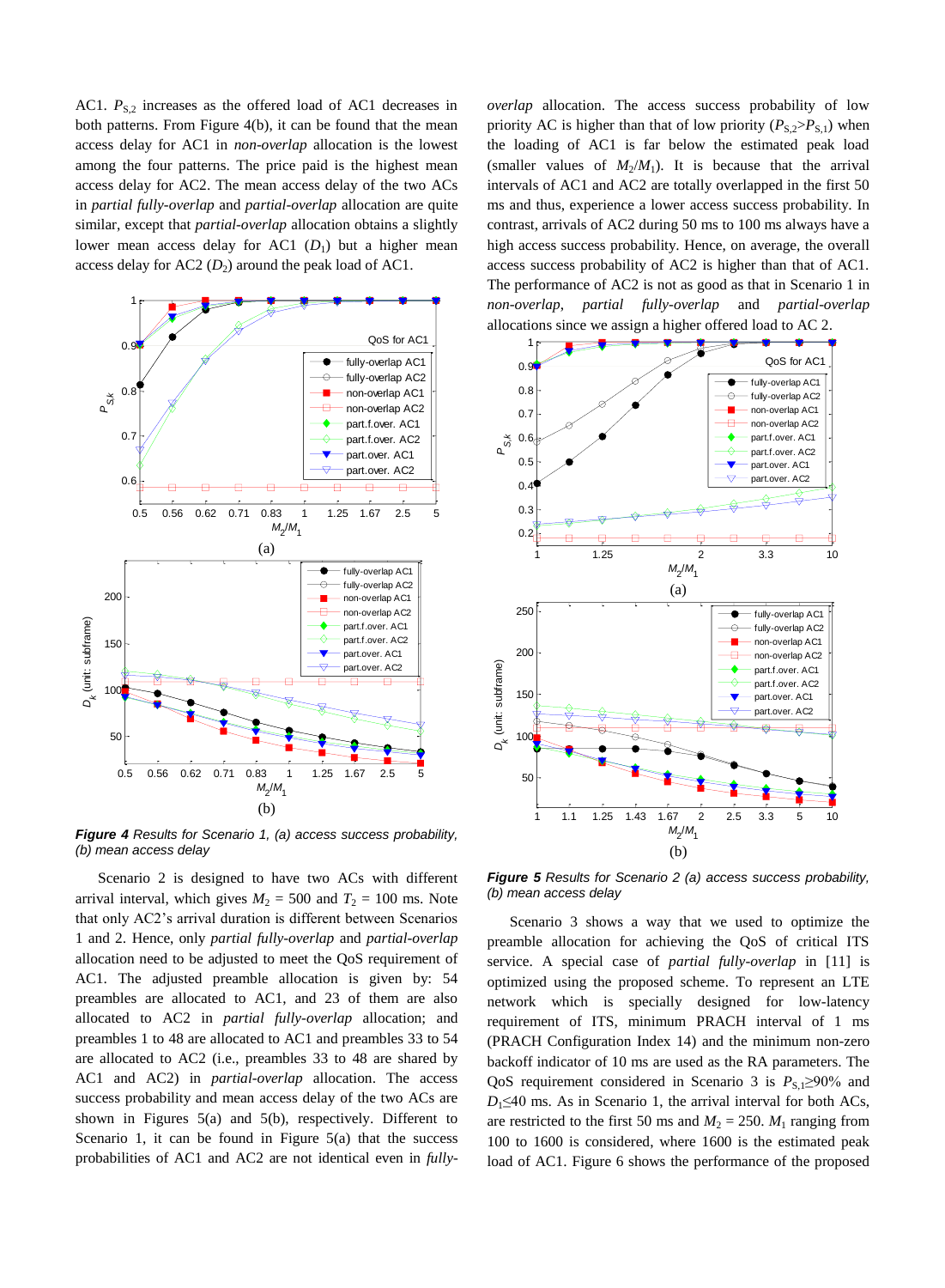AC1. $P_{S,2}$ increases as the offered load of AC1 decreases in both patterns. From Figure 4(b), it can be found that the mean access delay for AC1 in *non-overlap* allocation is the lowest among the four patterns. The price paid is the highest mean access delay for AC2. The mean access delay of the two ACs in *partial fully-overlap* and *partial-overlap* allocation are quite similar, except that *partial-overlap* allocation obtains a slightly lower mean access delay for AC1 ($D_1$) but a higher mean access delay for AC2 ($D_2$) around the peak load of AC1.

***Figure 4*** *Results for Scenario 1, (a) access success probability, (b) mean access delay*

Scenario 2 is designed to have two ACs with different arrival interval, which gives $M_2$ = 500 and $T_2$ = 100 ms. Note that only AC2's arrival duration is different between Scenarios 1 and 2. Hence, only *partial fully-overlap* and *partial-overlap* allocation need to be adjusted to meet the QoS requirement of AC1. The adjusted preamble allocation is given by: 54 preambles are allocated to AC1, and 23 of them are also allocated to AC2 in *partial fully-overlap* allocation; and preambles 1 to 48 are allocated to AC1 and preambles 33 to 54 are allocated to AC2 (i.e., preambles 33 to 48 are shared by AC1 and AC2) in *partial-overlap* allocation. The access success probability and mean access delay of the two ACs are shown in Figures 5(a) and 5(b), respectively. Different to Scenario 1, it can be found in Figure 5(a) that the success probabilities of AC1 and AC2 are not identical even in *fully-overlap* allocation. The access success probability of low priority AC is higher than that of low priority ($P_{S,2}$>$P_{S,1}$) when the loading of AC1 is far below the estimated peak load (smaller values of $M_2/M_1$). It is because that the arrival intervals of AC1 and AC2 are totally overlapped in the first 50 ms and thus, experience a lower access success probability. In contrast, arrivals of AC2 during 50 ms to 100 ms always have a high access success probability. Hence, on average, the overall access success probability of AC2 is higher than that of AC1. The performance of AC2 is not as good as that in Scenario 1 in *non-overlap*, *partial fully-overlap* and *partial-overlap* allocations since we assign a higher offered load to AC 2.

***Figure 5*** *Results for Scenario 2 (a) access success probability, (b) mean access delay*

Scenario 3 shows a way that we used to optimize the preamble allocation for achieving the QoS of critical ITS service. A special case of *partial fully-overlap* in [11] is optimized using the proposed scheme. To represent an LTE network which is specially designed for low-latency requirement of ITS, minimum PRACH interval of 1 ms (PRACH Configuration Index 14) and the minimum non-zero backoff indicator of 10 ms are used as the RA parameters. The QoS requirement considered in Scenario 3 is $P_{S,1}$≥90% and $D_1$≤40 ms. As in Scenario 1, the arrival interval for both ACs, are restricted to the first 50 ms and $M_2$ = 250. $M_1$ ranging from 100 to 1600 is considered, where 1600 is the estimated peak load of AC1. Figure 6 shows the performance of the proposed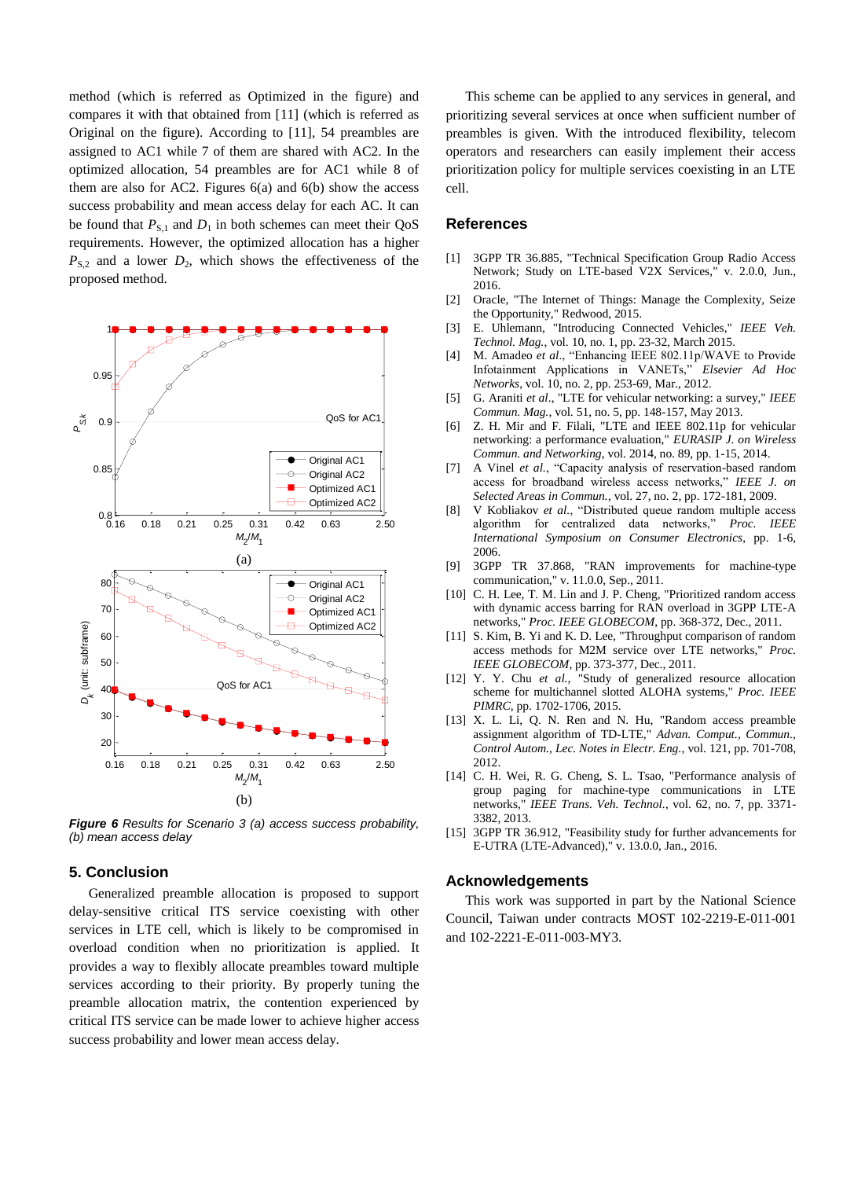method (which is referred as Optimized in the figure) and compares it with that obtained from [11] (which is referred as Original on the figure). According to [11], 54 preambles are assigned to AC1 while 7 of them are shared with AC2. In the optimized allocation, 54 preambles are for AC1 while 8 of them are also for AC2. Figures 6(a) and 6(b) show the access success probability and mean access delay for each AC. It can be found that $P_{S,1}$ and $D_1$ in both schemes can meet their QoS requirements. However, the optimized allocation has a higher $P_{S,2}$ and a lower $D_2$, which shows the effectiveness of the proposed method.

1
0.95
0.9
0.85
0.8
$P_{S,k}$
QoS for AC1
Original AC1
Original AC2
Optimized AC1
Optimized AC2
0.16 0.18 0.21 0.25 0.31 0.42 0.63 2.50
$M_2/M_1$
(a)

80
70
60
50
40
30
20
$D_k$ (unit: subframe)
Original AC1
Original AC2
Optimized AC1
Optimized AC2
QoS for AC1
0.16 0.18 0.21 0.25 0.31 0.42 0.63 2.50
$M_2/M_1$
(b)

***Figure 6*** *Results for Scenario 3 (a) access success probability, (b) mean access delay*

## 5. Conclusion

Generalized preamble allocation is proposed to support delay-sensitive critical ITS service coexisting with other services in LTE cell, which is likely to be compromised in overload condition when no prioritization is applied. It provides a way to flexibly allocate preambles toward multiple services according to their priority. By properly tuning the preamble allocation matrix, the contention experienced by critical ITS service can be made lower to achieve higher access success probability and lower mean access delay.

This scheme can be applied to any services in general, and prioritizing several services at once when sufficient number of preambles is given. With the introduced flexibility, telecom operators and researchers can easily implement their access prioritization policy for multiple services coexisting in an LTE cell.

## References

[1] 3GPP TR 36.885, "Technical Specification Group Radio Access Network; Study on LTE-based V2X Services," v. 2.0.0, Jun., 2016.

[2] Oracle, "The Internet of Things: Manage the Complexity, Seize the Opportunity," Redwood, 2015.

[3] E. Uhlemann, "Introducing Connected Vehicles," *IEEE Veh. Technol. Mag.*, vol. 10, no. 1, pp. 23-32, March 2015.

[4] M. Amadeo *et al*., "Enhancing IEEE 802.11p/WAVE to Provide Infotainment Applications in VANETs," *Elsevier Ad Hoc Networks*, vol. 10, no. 2, pp. 253-69, Mar., 2012.

[5] G. Araniti *et al*., "LTE for vehicular networking: a survey," *IEEE Commun. Mag.*, vol. 51, no. 5, pp. 148-157, May 2013.

[6] Z. H. Mir and F. Filali, "LTE and IEEE 802.11p for vehicular networking: a performance evaluation," *EURASIP J. on Wireless Commun. and Networking*, vol. 2014, no. 89, pp. 1-15, 2014.

[7] A Vinel *et al.*, "Capacity analysis of reservation-based random access for broadband wireless access networks," *IEEE J. on Selected Areas in Commun.*, vol. 27, no. 2, pp. 172-181, 2009.

[8] V Kobliakov *et al*., "Distributed queue random multiple access algorithm for centralized data networks," *Proc. IEEE International Symposium on Consumer Electronics*, pp. 1-6, 2006.

[9] 3GPP TR 37.868, "RAN improvements for machine-type communication," v. 11.0.0, Sep., 2011.

[10] C. H. Lee, T. M. Lin and J. P. Cheng, "Prioritized random access with dynamic access barring for RAN overload in 3GPP LTE-A networks," *Proc. IEEE GLOBECOM*, pp. 368-372, Dec., 2011.

[11] S. Kim, B. Yi and K. D. Lee, "Throughput comparison of random access methods for M2M service over LTE networks," *Proc. IEEE GLOBECOM*, pp. 373-377, Dec., 2011.

[12] Y. Y. Chu *et al.*, "Study of generalized resource allocation scheme for multichannel slotted ALOHA systems," *Proc. IEEE PIMRC*, pp. 1702-1706, 2015.

[13] X. L. Li, Q. N. Ren and N. Hu, "Random access preamble assignment algorithm of TD-LTE," *Advan. Comput., Commun., Control Autom., Lec. Notes in Electr. Eng.*, vol. 121, pp. 701-708, 2012.

[14] C. H. Wei, R. G. Cheng, S. L. Tsao, "Performance analysis of group paging for machine-type communications in LTE networks," *IEEE Trans. Veh. Technol.*, vol. 62, no. 7, pp. 3371-3382, 2013.

[15] 3GPP TR 36.912, "Feasibility study for further advancements for E-UTRA (LTE-Advanced)," v. 13.0.0, Jan., 2016.

## Acknowledgements

This work was supported in part by the National Science Council, Taiwan under contracts MOST 102-2219-E-011-001 and 102-2221-E-011-003-MY3.